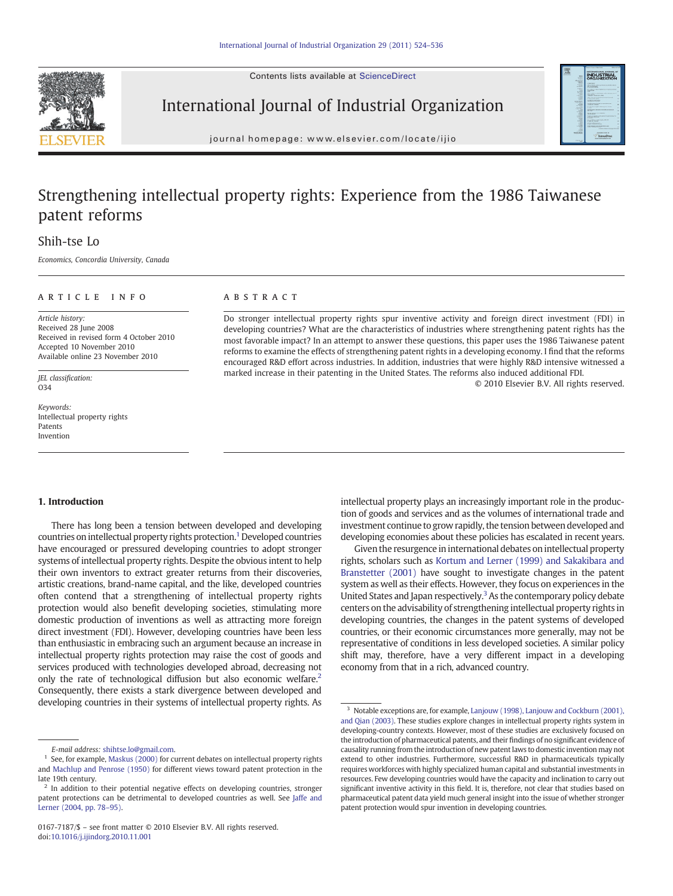# Strengthening intellectual property rights: Experience from the 1986 Taiwanese patent reforms

Shih-tse Lo

*Economics, Concordia University, Canada*

## ARTICLE INFO

*Article history:*
Received 28 June 2008
Received in revised form 4 October 2010
Accepted 10 November 2010
Available online 23 November 2010

*JEL classification:*
O34

*Keywords:*
Intellectual property rights
Patents
Invention

## ABSTRACT

Do stronger intellectual property rights spur inventive activity and foreign direct investment (FDI) in developing countries? What are the characteristics of industries where strengthening patent rights has the most favorable impact? In an attempt to answer these questions, this paper uses the 1986 Taiwanese patent reforms to examine the effects of strengthening patent rights in a developing economy. I find that the reforms encouraged R&D effort across industries. In addition, industries that were highly R&D intensive witnessed a marked increase in their patenting in the United States. The reforms also induced additional FDI.

© 2010 Elsevier B.V. All rights reserved.

## 1. Introduction

There has long been a tension between developed and developing countries on intellectual property rights protection.[1] Developed countries have encouraged or pressured developing countries to adopt stronger systems of intellectual property rights. Despite the obvious intent to help their own inventors to extract greater returns from their discoveries, artistic creations, brand-name capital, and the like, developed countries often contend that a strengthening of intellectual property rights protection would also benefit developing societies, stimulating more domestic production of inventions as well as attracting more foreign direct investment (FDI). However, developing countries have been less than enthusiastic in embracing such an argument because an increase in intellectual property rights protection may raise the cost of goods and services produced with technologies developed abroad, decreasing not only the rate of technological diffusion but also economic welfare.[2] Consequently, there exists a stark divergence between developed and developing countries in their systems of intellectual property rights. As intellectual property plays an increasingly important role in the production of goods and services and as the volumes of international trade and investment continue to grow rapidly, the tension between developed and developing economies about these policies has escalated in recent years.

Given the resurgence in international debates on intellectual property rights, scholars such as Kortum and Lerner (1999) and Sakakibara and Branstetter (2001) have sought to investigate changes in the patent system as well as their effects. However, they focus on experiences in the United States and Japan respectively.[3] As the contemporary policy debate centers on the advisability of strengthening intellectual property rights in developing countries, the changes in the patent systems of developed countries, or their economic circumstances more generally, may not be representative of conditions in less developed societies. A similar policy shift may, therefore, have a very different impact in a developing economy from that in a rich, advanced country.

---

E-mail address: shihtse.lo@gmail.com.

[1] See, for example, Maskus (2000) for current debates on intellectual property rights and Machlup and Penrose (1950) for different views toward patent protection in the late 19th century.

[2] In addition to their potential negative effects on developing countries, stronger patent protections can be detrimental to developed countries as well. See Jaffe and Lerner (2004, pp. 78–95).

[3] Notable exceptions are, for example, Lanjouw (1998), Lanjouw and Cockburn (2001), and Qian (2003). These studies explore changes in intellectual property rights system in developing-country contexts. However, most of these studies are exclusively focused on the introduction of pharmaceutical patents, and their findings of no significant evidence of causality running from the introduction of new patent laws to domestic invention may not extend to other industries. Furthermore, successful R&D in pharmaceuticals typically requires workforces with highly specialized human capital and substantial investments in resources. Few developing countries would have the capacity and inclination to carry out significant inventive activity in this field. It is, therefore, not clear that studies based on pharmaceutical patent data yield much general insight into the issue of whether stronger patent protection would spur invention in developing countries.

0167-7187/$ – see front matter © 2010 Elsevier B.V. All rights reserved.
doi:10.1016/j.ijindorg.2010.11.001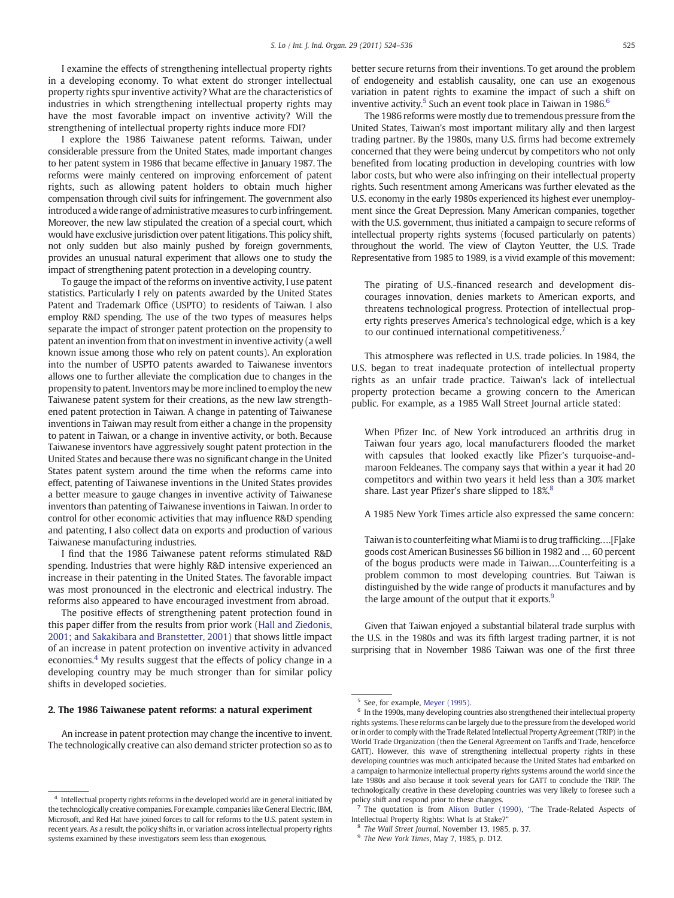I examine the effects of strengthening intellectual property rights in a developing economy. To what extent do stronger intellectual property rights spur inventive activity? What are the characteristics of industries in which strengthening intellectual property rights may have the most favorable impact on inventive activity? Will the strengthening of intellectual property rights induce more FDI?

I explore the 1986 Taiwanese patent reforms. Taiwan, under considerable pressure from the United States, made important changes to her patent system in 1986 that became effective in January 1987. The reforms were mainly centered on improving enforcement of patent rights, such as allowing patent holders to obtain much higher compensation through civil suits for infringement. The government also introduced a wide range of administrative measures to curb infringement. Moreover, the new law stipulated the creation of a special court, which would have exclusive jurisdiction over patent litigations. This policy shift, not only sudden but also mainly pushed by foreign governments, provides an unusual natural experiment that allows one to study the impact of strengthening patent protection in a developing country.

To gauge the impact of the reforms on inventive activity, I use patent statistics. Particularly I rely on patents awarded by the United States Patent and Trademark Office (USPTO) to residents of Taiwan. I also employ R&D spending. The use of the two types of measures helps separate the impact of stronger patent protection on the propensity to patent an invention from that on investment in inventive activity (a well known issue among those who rely on patent counts). An exploration into the number of USPTO patents awarded to Taiwanese inventors allows one to further alleviate the complication due to changes in the propensity to patent. Inventors may be more inclined to employ the new Taiwanese patent system for their creations, as the new law strengthened patent protection in Taiwan. A change in patenting of Taiwanese inventions in Taiwan may result from either a change in the propensity to patent in Taiwan, or a change in inventive activity, or both. Because Taiwanese inventors have aggressively sought patent protection in the United States and because there was no significant change in the United States patent system around the time when the reforms came into effect, patenting of Taiwanese inventions in the United States provides a better measure to gauge changes in inventive activity of Taiwanese inventors than patenting of Taiwanese inventions in Taiwan. In order to control for other economic activities that may influence R&D spending and patenting, I also collect data on exports and production of various Taiwanese manufacturing industries.

I find that the 1986 Taiwanese patent reforms stimulated R&D spending. Industries that were highly R&D intensive experienced an increase in their patenting in the United States. The favorable impact was most pronounced in the electronic and electrical industry. The reforms also appeared to have encouraged investment from abroad.

The positive effects of strengthening patent protection found in this paper differ from the results from prior work (Hall and Ziedonis, 2001; and Sakakibara and Branstetter, 2001) that shows little impact of an increase in patent protection on inventive activity in advanced economies.[4] My results suggest that the effects of policy change in a developing country may be much stronger than for similar policy shifts in developed societies.

## 2. The 1986 Taiwanese patent reforms: a natural experiment

An increase in patent protection may change the incentive to invent. The technologically creative can also demand stricter protection so as to better secure returns from their inventions. To get around the problem of endogeneity and establish causality, one can use an exogenous variation in patent rights to examine the impact of such a shift on inventive activity.[5] Such an event took place in Taiwan in 1986.[6]

The 1986 reforms were mostly due to tremendous pressure from the United States, Taiwan's most important military ally and then largest trading partner. By the 1980s, many U.S. firms had become extremely concerned that they were being undercut by competitors who not only benefited from locating production in developing countries with low labor costs, but who were also infringing on their intellectual property rights. Such resentment among Americans was further elevated as the U.S. economy in the early 1980s experienced its highest ever unemployment since the Great Depression. Many American companies, together with the U.S. government, thus initiated a campaign to secure reforms of intellectual property rights systems (focused particularly on patents) throughout the world. The view of Clayton Yeutter, the U.S. Trade Representative from 1985 to 1989, is a vivid example of this movement:

> The pirating of U.S.-financed research and development discourages innovation, denies markets to American exports, and threatens technological progress. Protection of intellectual property rights preserves America's technological edge, which is a key to our continued international competitiveness.[7]

This atmosphere was reflected in U.S. trade policies. In 1984, the U.S. began to treat inadequate protection of intellectual property rights as an unfair trade practice. Taiwan's lack of intellectual property protection became a growing concern to the American public. For example, as a 1985 Wall Street Journal article stated:

> When Pfizer Inc. of New York introduced an arthritis drug in Taiwan four years ago, local manufacturers flooded the market with capsules that looked exactly like Pfizer's turquoise-and-maroon Feldeanes. The company says that within a year it had 20 competitors and within two years it held less than a 30% market share. Last year Pfizer's share slipped to 18%.[8]

A 1985 New York Times article also expressed the same concern:

> Taiwan is to counterfeiting what Miami is to drug trafficking….[F]ake goods cost American Businesses $6 billion in 1982 and … 60 percent of the bogus products were made in Taiwan….Counterfeiting is a problem common to most developing countries. But Taiwan is distinguished by the wide range of products it manufactures and by the large amount of the output that it exports.[9]

Given that Taiwan enjoyed a substantial bilateral trade surplus with the U.S. in the 1980s and was its fifth largest trading partner, it is not surprising that in November 1986 Taiwan was one of the first three

---

[4] Intellectual property rights reforms in the developed world are in general initiated by the technologically creative companies. For example, companies like General Electric, IBM, Microsoft, and Red Hat have joined forces to call for reforms to the U.S. patent system in recent years. As a result, the policy shifts in, or variation across intellectual property rights systems examined by these investigators seem less than exogenous.

[5] See, for example, Meyer (1995).

[6] In the 1990s, many developing countries also strengthened their intellectual property rights systems. These reforms can be largely due to the pressure from the developed world or in order to comply with the Trade Related Intellectual Property Agreement (TRIP) in the World Trade Organization (then the General Agreement on Tariffs and Trade, henceforce GATT). However, this wave of strengthening intellectual property rights in these developing countries was much anticipated because the United States had embarked on a campaign to harmonize intellectual property rights systems around the world since the late 1980s and also because it took several years for GATT to conclude the TRIP. The technologically creative in these developing countries was very likely to foresee such a policy shift and respond prior to these changes.

[7] The quotation is from Alison Butler (1990), "The Trade-Related Aspects of Intellectual Property Rights: What Is at Stake?"

[8] *The Wall Street Journal*, November 13, 1985, p. 37.

[9] *The New York Times*, May 7, 1985, p. D12.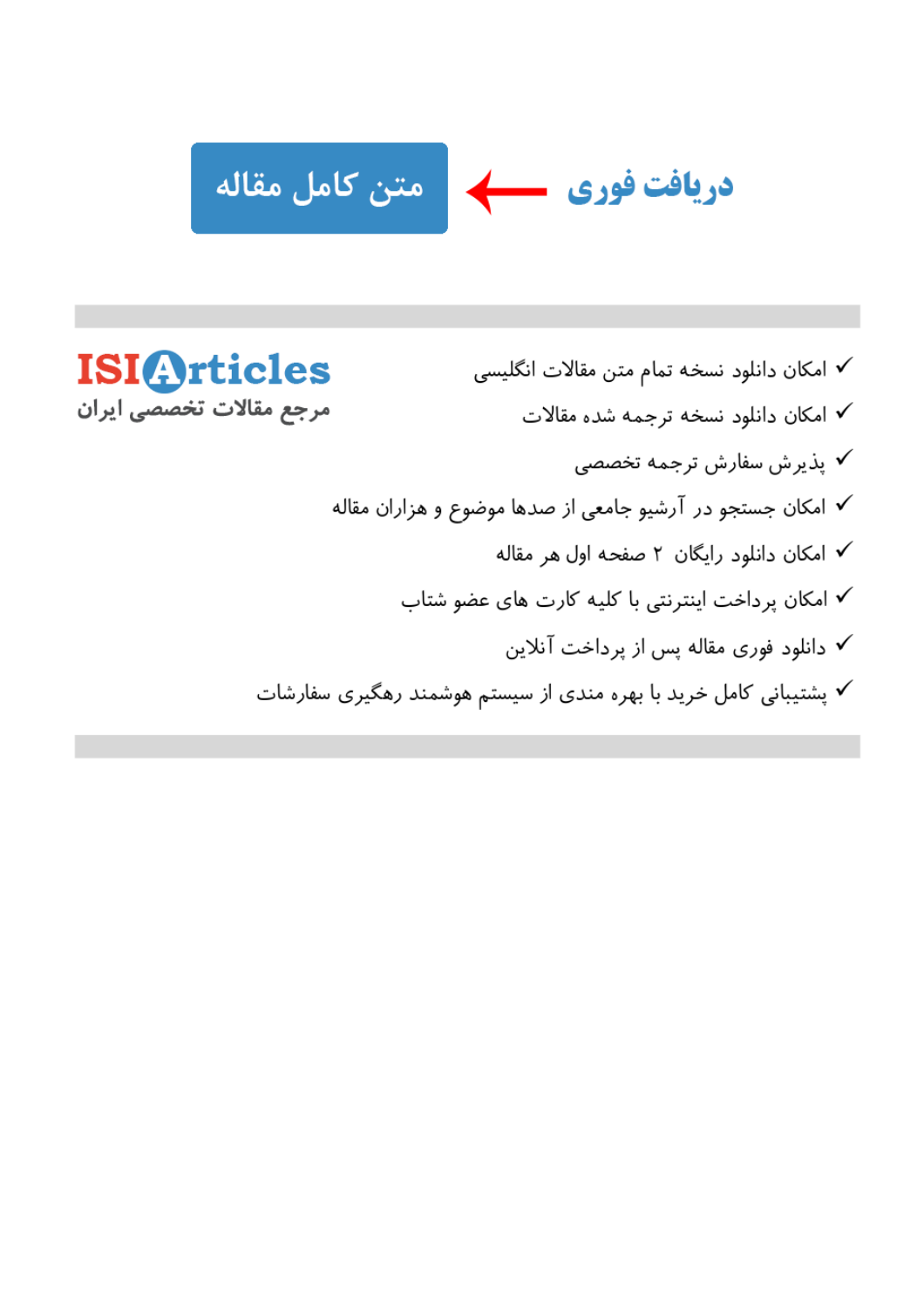دریافت فوری ← متن کامل مقاله

**ISIArticles**
مرجع مقالات تخصصی ایران

- ✓ امکان دانلود نسخه تمام متن مقالات انگلیسی
- ✓ امکان دانلود نسخه ترجمه شده مقالات
- ✓ پذیرش سفارش ترجمه تخصصی
- ✓ امکان جستجو در آرشیو جامعی از صدها موضوع و هزاران مقاله
- ✓ امکان دانلود رایگان ۲ صفحه اول هر مقاله
- ✓ امکان پرداخت اینترنتی با کلیه کارت های عضو شتاب
- ✓ دانلود فوری مقاله پس از پرداخت آنلاین
- ✓ پشتیبانی کامل خرید با بهره مندی از سیستم هوشمند رهگیری سفارشات